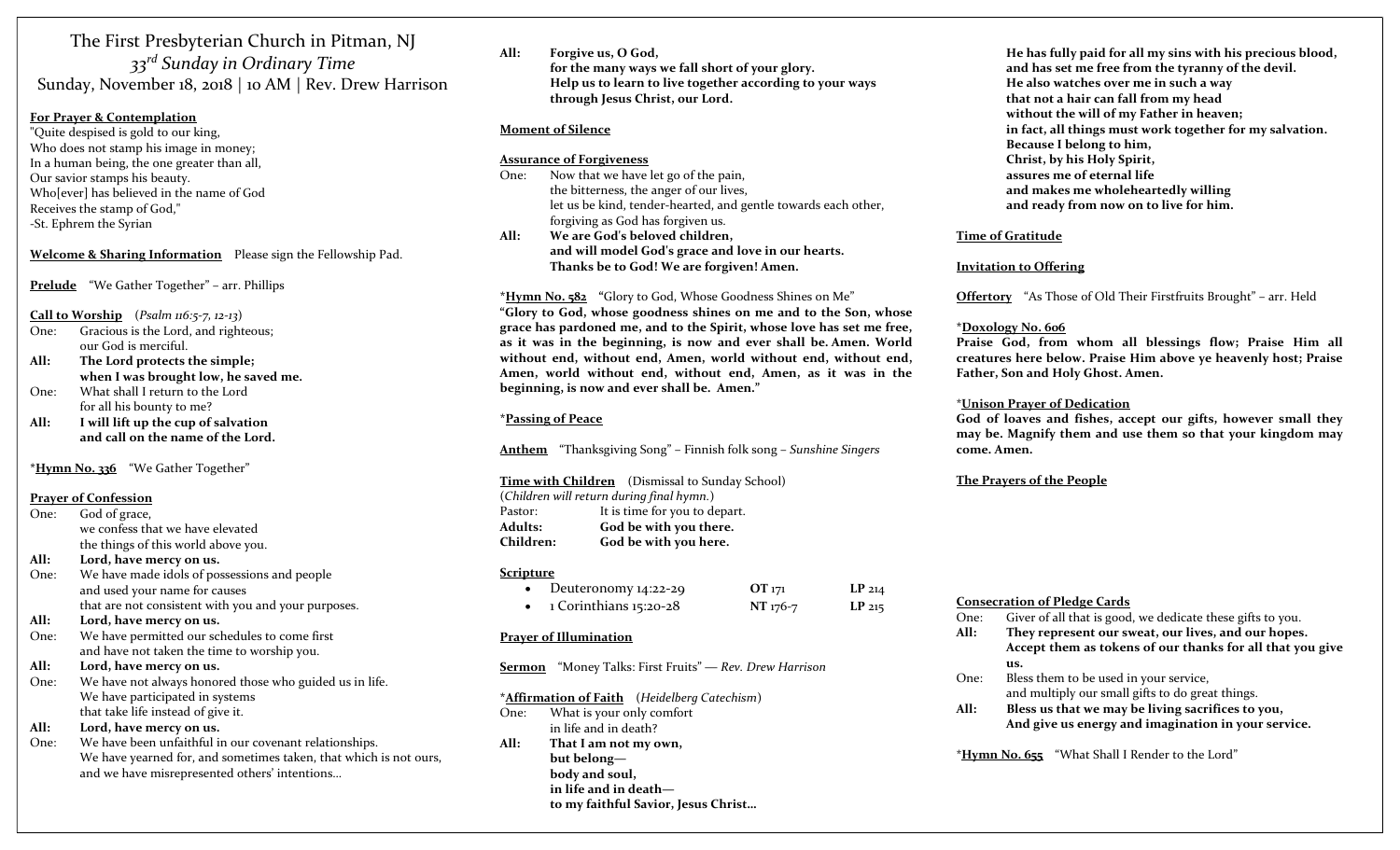# The First Presbyterian Church in Pitman, NJ

## *33rd Sunday in Ordinary Time*

Sunday, November 18, 2018 | 10 AM | Rev. Drew Harrison

**For Prayer & Contemplation**

"Quite despised is gold to our king,
Who does not stamp his image in money;
In a human being, the one greater than all,
Our savior stamps his beauty.
Who[ever] has believed in the name of God
Receives the stamp of God,"
-St. Ephrem the Syrian

**Welcome & Sharing Information** Please sign the Fellowship Pad.

**Prelude** "We Gather Together" – arr. Phillips

**Call to Worship** (*Psalm 116:5-7, 12-13*)

One: Gracious is the Lord, and righteous;
our God is merciful.

**All: The Lord protects the simple;
when I was brought low, he saved me.**

One: What shall I return to the Lord
for all his bounty to me?

**All: I will lift up the cup of salvation
and call on the name of the Lord.**

\***Hymn No. 336** "We Gather Together"

**Prayer of Confession**

One: God of grace,
we confess that we have elevated
the things of this world above you.

**All: Lord, have mercy on us.**

One: We have made idols of possessions and people
and used your name for causes
that are not consistent with you and your purposes.

**All: Lord, have mercy on us.**

One: We have permitted our schedules to come first
and have not taken the time to worship you.

**All: Lord, have mercy on us.**

One: We have not always honored those who guided us in life.
We have participated in systems
that take life instead of give it.

**All: Lord, have mercy on us.**

One: We have been unfaithful in our covenant relationships.
We have yearned for, and sometimes taken, that which is not ours,
and we have misrepresented others' intentions…

**All: Forgive us, O God,
for the many ways we fall short of your glory.
Help us to learn to live together according to your ways
through Jesus Christ, our Lord.**

**Moment of Silence**

**Assurance of Forgiveness**

One: Now that we have let go of the pain,
the bitterness, the anger of our lives,
let us be kind, tender-hearted, and gentle towards each other,
forgiving as God has forgiven us.

**All: We are God's beloved children,
and will model God's grace and love in our hearts.
Thanks be to God! We are forgiven! Amen.**

\***Hymn No. 582** "Glory to God, Whose Goodness Shines on Me"

**"Glory to God, whose goodness shines on me and to the Son, whose grace has pardoned me, and to the Spirit, whose love has set me free, as it was in the beginning, is now and ever shall be. Amen. World without end, without end, Amen, world without end, without end, Amen, world without end, without end, Amen, as it was in the beginning, is now and ever shall be. Amen."**

\***Passing of Peace**

**Anthem** "Thanksgiving Song" – Finnish folk song – *Sunshine Singers*

**Time with Children** (Dismissal to Sunday School)
(*Children will return during final hymn.*)

Pastor: It is time for you to depart.

**Adults: God be with you there.**

**Children: God be with you here.**

**Scripture**

- Deuteronomy 14:22-29 — **OT** 171 — **LP** 214
- 1 Corinthians 15:20-28 — **NT** 176-7 — **LP** 215

**Prayer of Illumination**

**Sermon** "Money Talks: First Fruits" — *Rev. Drew Harrison*

\***Affirmation of Faith** (*Heidelberg Catechism*)

One: What is your only comfort
in life and in death?

**All: That I am not my own,
but belong—
body and soul,
in life and in death—
to my faithful Savior, Jesus Christ…
He has fully paid for all my sins with his precious blood,
and has set me free from the tyranny of the devil.
He also watches over me in such a way
that not a hair can fall from my head
without the will of my Father in heaven;
in fact, all things must work together for my salvation.
Because I belong to him,
Christ, by his Holy Spirit,
assures me of eternal life
and makes me wholeheartedly willing
and ready from now on to live for him.**

**Time of Gratitude**

**Invitation to Offering**

**Offertory** "As Those of Old Their Firstfruits Brought" – arr. Held

\***Doxology No. 606**

**Praise God, from whom all blessings flow; Praise Him all creatures here below. Praise Him above ye heavenly host; Praise Father, Son and Holy Ghost. Amen.**

\***Unison Prayer of Dedication**

**God of loaves and fishes, accept our gifts, however small they may be. Magnify them and use them so that your kingdom may come. Amen.**

**The Prayers of the People**

**Consecration of Pledge Cards**

One: Giver of all that is good, we dedicate these gifts to you.

**All: They represent our sweat, our lives, and our hopes.
Accept them as tokens of our thanks for all that you give us.**

One: Bless them to be used in your service,
and multiply our small gifts to do great things.

**All: Bless us that we may be living sacrifices to you,
And give us energy and imagination in your service.**

\***Hymn No. 655** "What Shall I Render to the Lord"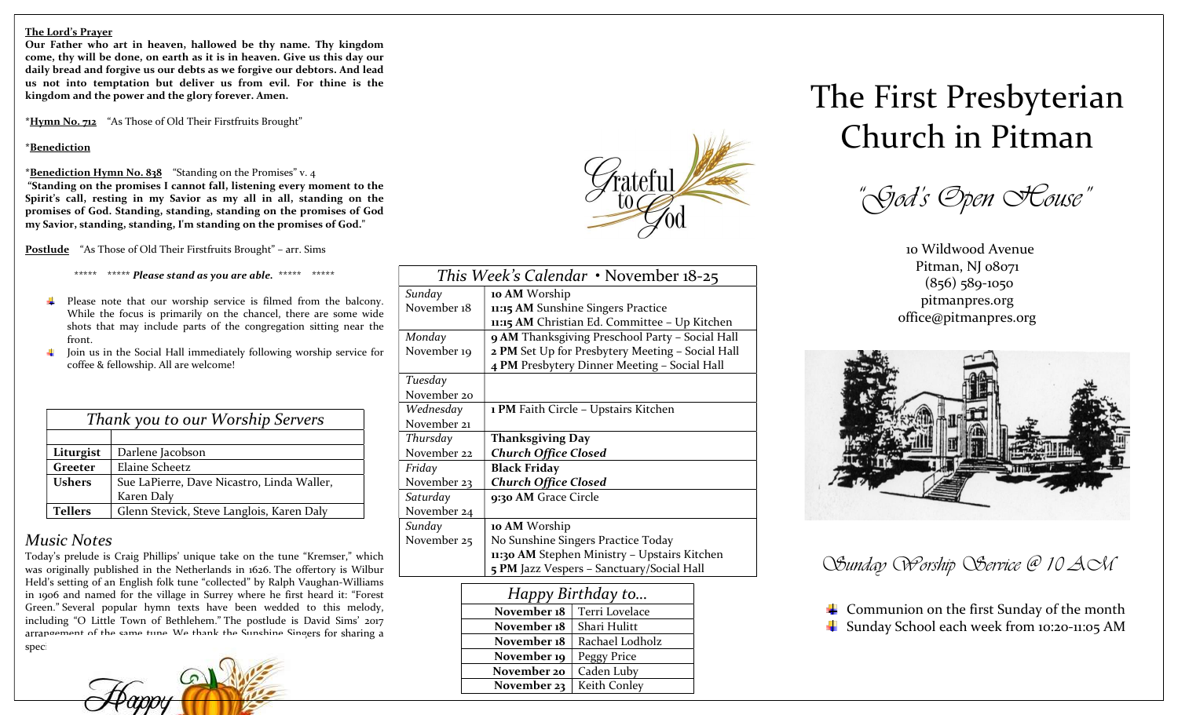**The Lord's Prayer**

**Our Father who art in heaven, hallowed be thy name. Thy kingdom come, thy will be done, on earth as it is in heaven. Give us this day our daily bread and forgive us our debts as we forgive our debtors. And lead us not into temptation but deliver us from evil. For thine is the kingdom and the power and the glory forever. Amen.**

*__Hymn No. 712__ "As Those of Old Their Firstfruits Brought"

*__Benediction__

*__Benediction Hymn No. 838__ "Standing on the Promises" v. 4

**"Standing on the promises I cannot fall, listening every moment to the Spirit's call, resting in my Savior as my all in all, standing on the promises of God. Standing, standing, standing on the promises of God my Savior, standing, standing, I'm standing on the promises of God."**

**Postlude** "As Those of Old Their Firstfruits Brought" – arr. Sims

***** ***** ***Please stand as you are able.*** ***** *****

- Please note that our worship service is filmed from the balcony. While the focus is primarily on the chancel, there are some wide shots that may include parts of the congregation sitting near the front.
- Join us in the Social Hall immediately following worship service for coffee & fellowship. All are welcome!

| *Thank you to our Worship Servers* | |
|---|---|
| | |
| **Liturgist** | Darlene Jacobson |
| **Greeter** | Elaine Scheetz |
| **Ushers** | Sue LaPierre, Dave Nicastro, Linda Waller, Karen Daly |
| **Tellers** | Glenn Stevick, Steve Langlois, Karen Daly |

## *Music Notes*

Today's prelude is Craig Phillips' unique take on the tune "Kremser," which was originally published in the Netherlands in 1626. The offertory is Wilbur Held's setting of an English folk tune "collected" by Ralph Vaughan-Williams in 1906 and named for the village in Surrey where he first heard it: "Forest Green." Several popular hymn texts have been wedded to this melody, including "O Little Town of Bethlehem." The postlude is David Sims' 2017 arrangement of the same tune. We thank the Sunshine Singers for sharing a spec

Grateful to God

| *This Week's Calendar* • November 18-25 | |
|---|---|
| *Sunday* November 18 | **10 AM** Worship<br>**11:15 AM** Sunshine Singers Practice<br>**11:15 AM** Christian Ed. Committee – Up Kitchen |
| *Monday* November 19 | **9 AM** Thanksgiving Preschool Party – Social Hall<br>**2 PM** Set Up for Presbytery Meeting – Social Hall<br>**4 PM** Presbytery Dinner Meeting – Social Hall |
| *Tuesday* November 20 | |
| *Wednesday* November 21 | **1 PM** Faith Circle – Upstairs Kitchen |
| *Thursday* November 22 | **Thanksgiving Day**<br>***Church Office Closed*** |
| *Friday* November 23 | **Black Friday**<br>***Church Office Closed*** |
| *Saturday* November 24 | **9:30 AM** Grace Circle |
| *Sunday* November 25 | **10 AM** Worship<br>No Sunshine Singers Practice Today<br>**11:30 AM** Stephen Ministry – Upstairs Kitchen<br>**5 PM** Jazz Vespers – Sanctuary/Social Hall |

| *Happy Birthday to…* | |
|---|---|
| **November 18** | Terri Lovelace |
| **November 18** | Shari Hulitt |
| **November 18** | Rachael Lodholz |
| **November 19** | Peggy Price |
| **November 20** | Caden Luby |
| **November 23** | Keith Conley |

# The First Presbyterian Church in Pitman

*"God's Open House"*

10 Wildwood Avenue
Pitman, NJ 08071
(856) 589-1050
pitmanpres.org
office@pitmanpres.org

*Sunday Worship Service @ 10 AM*

- Communion on the first Sunday of the month
- Sunday School each week from 10:20-11:05 AM